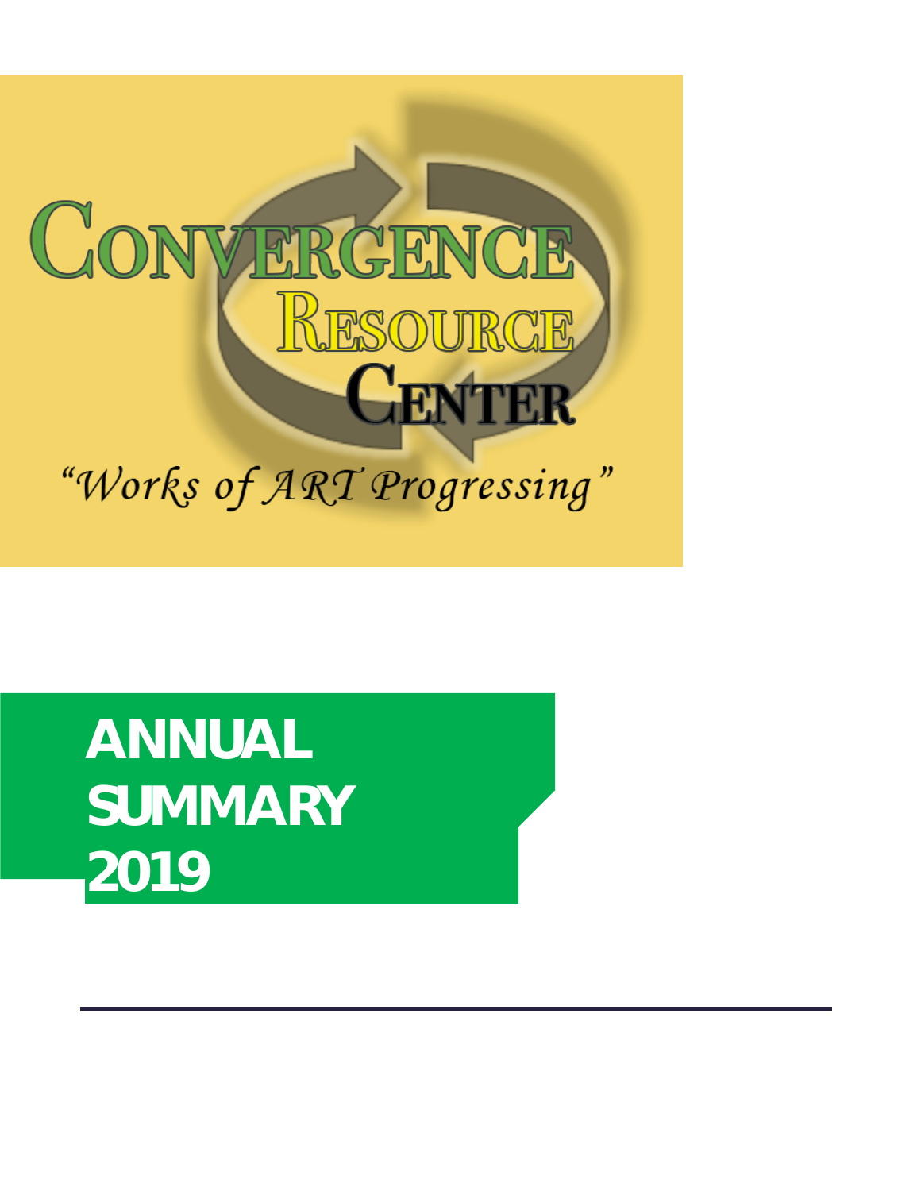# Convergence Resource Center

*"Works of ART Progressing"*

# ANNUAL SUMMARY 2019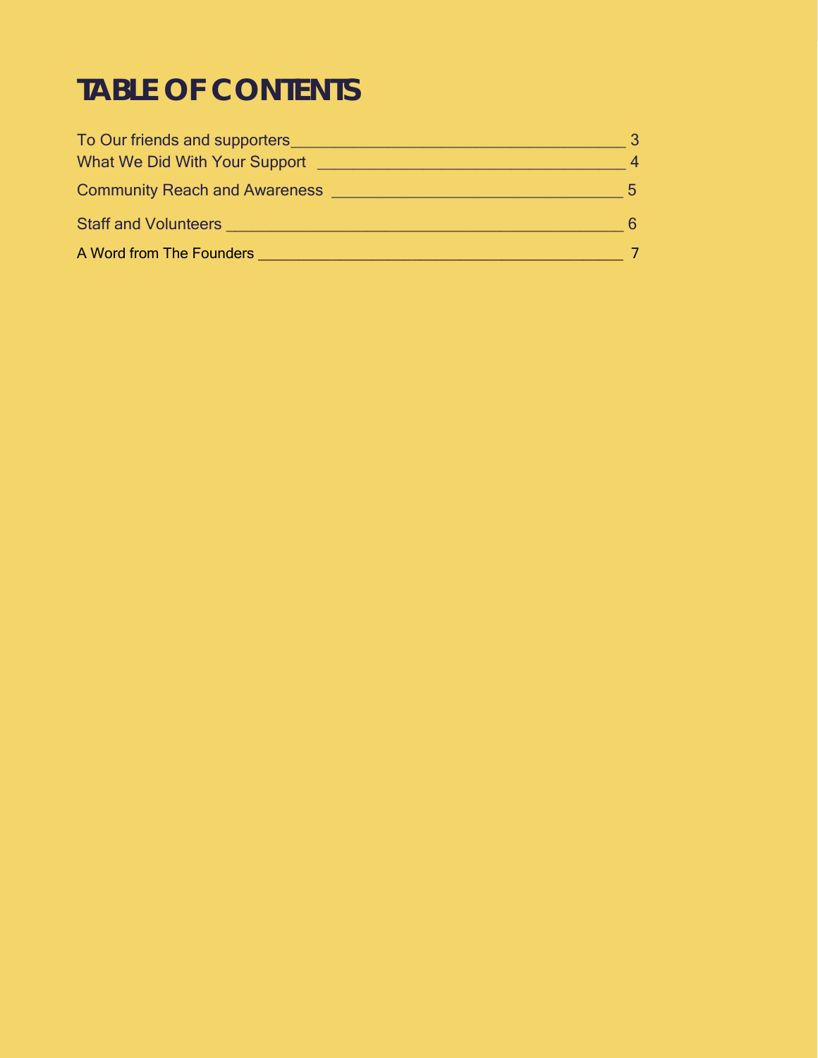# TABLE OF CONTENTS

To Our friends and supporters ______________________________ 3

What We Did With Your Support ______________________________ 4

Community Reach and Awareness ______________________________ 5

Staff and Volunteers ______________________________ 6

A Word from The Founders ______________________________ 7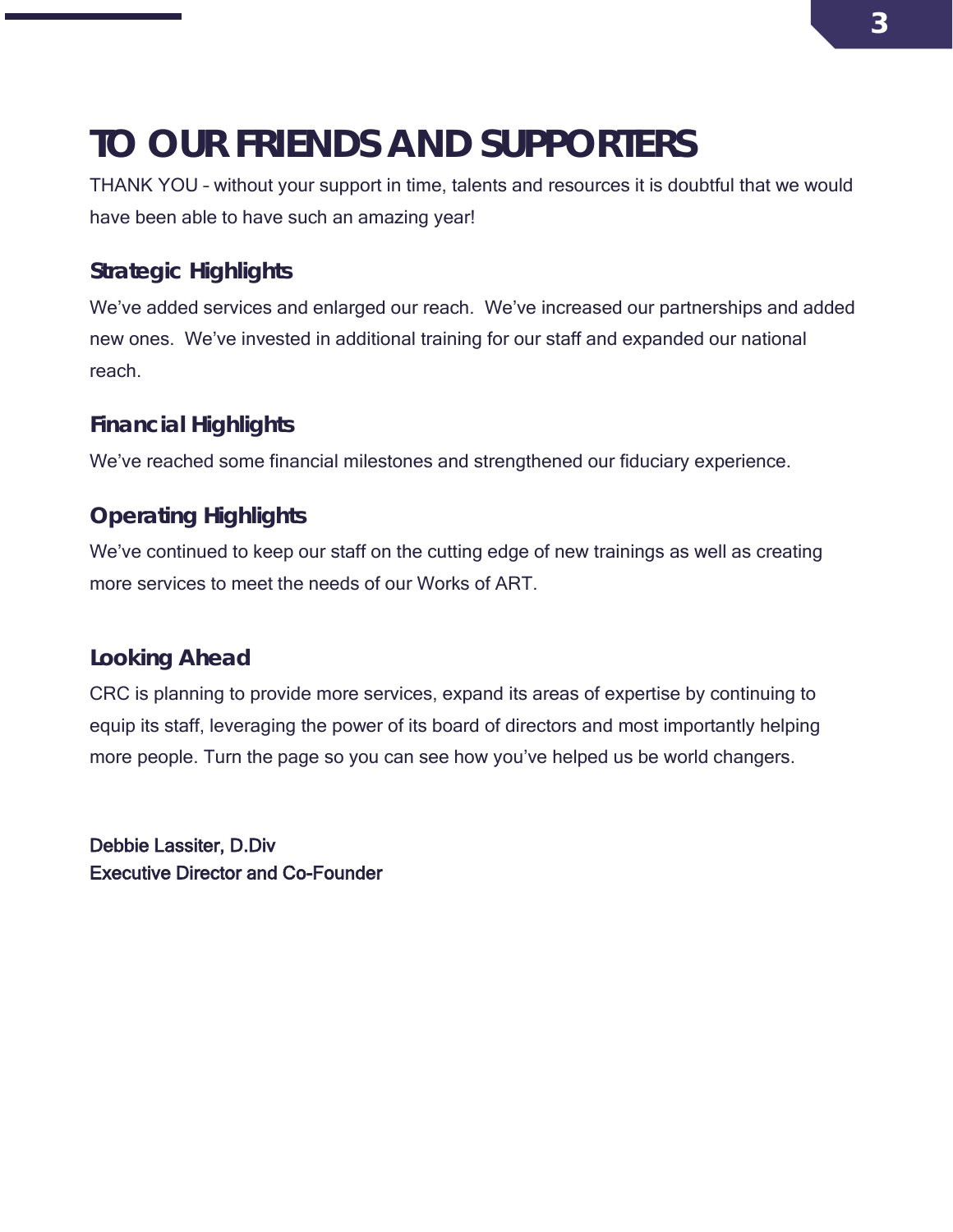# TO OUR FRIENDS AND SUPPORTERS

THANK YOU – without your support in time, talents and resources it is doubtful that we would have been able to have such an amazing year!

## Strategic Highlights

We've added services and enlarged our reach. We've increased our partnerships and added new ones. We've invested in additional training for our staff and expanded our national reach.

## Financial Highlights

We've reached some financial milestones and strengthened our fiduciary experience.

## Operating Highlights

We've continued to keep our staff on the cutting edge of new trainings as well as creating more services to meet the needs of our Works of ART.

## Looking Ahead

CRC is planning to provide more services, expand its areas of expertise by continuing to equip its staff, leveraging the power of its board of directors and most importantly helping more people. Turn the page so you can see how you've helped us be world changers.

Debbie Lassiter, D.Div
Executive Director and Co-Founder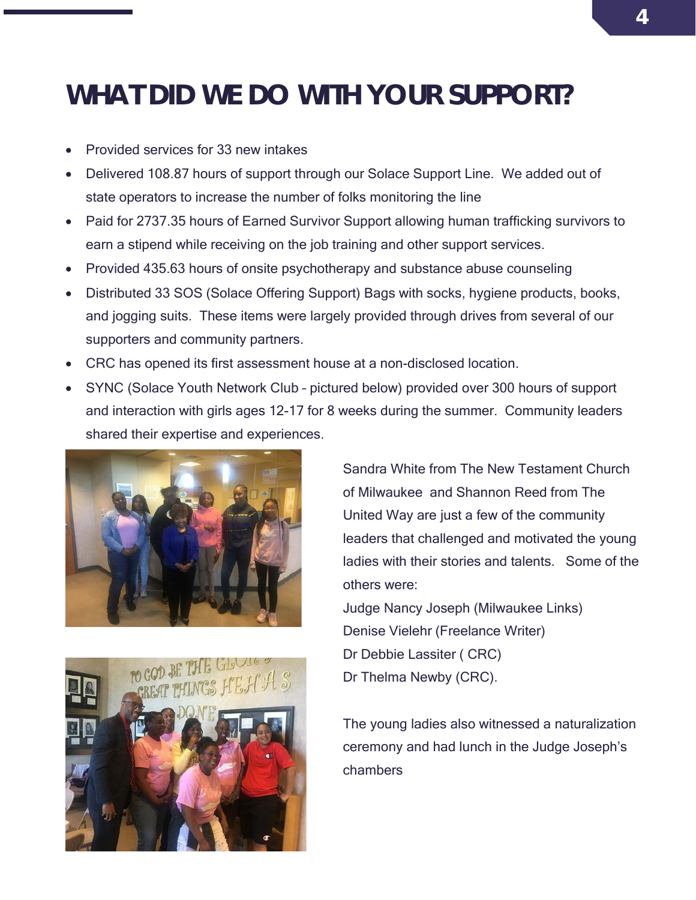# WHAT DID WE DO WITH YOUR SUPPORT?

- Provided services for 33 new intakes
- Delivered 108.87 hours of support through our Solace Support Line. We added out of state operators to increase the number of folks monitoring the line
- Paid for 2737.35 hours of Earned Survivor Support allowing human trafficking survivors to earn a stipend while receiving on the job training and other support services.
- Provided 435.63 hours of onsite psychotherapy and substance abuse counseling
- Distributed 33 SOS (Solace Offering Support) Bags with socks, hygiene products, books, and jogging suits. These items were largely provided through drives from several of our supporters and community partners.
- CRC has opened its first assessment house at a non-disclosed location.
- SYNC (Solace Youth Network Club – pictured below) provided over 300 hours of support and interaction with girls ages 12-17 for 8 weeks during the summer. Community leaders shared their expertise and experiences.

Sandra White from The New Testament Church of Milwaukee and Shannon Reed from The United Way are just a few of the community leaders that challenged and motivated the young ladies with their stories and talents. Some of the others were:

Judge Nancy Joseph (Milwaukee Links)
Denise Vielehr (Freelance Writer)
Dr Debbie Lassiter ( CRC)
Dr Thelma Newby (CRC).

The young ladies also witnessed a naturalization ceremony and had lunch in the Judge Joseph's chambers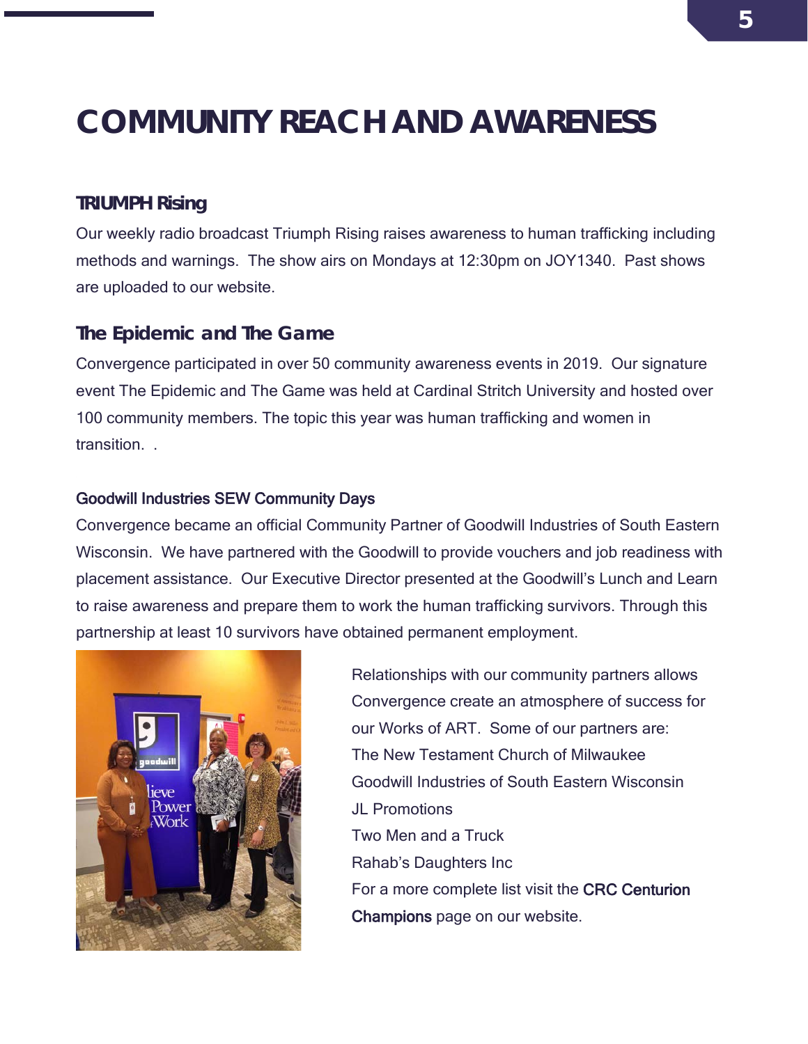# COMMUNITY REACH AND AWARENESS

### TRIUMPH Rising

Our weekly radio broadcast Triumph Rising raises awareness to human trafficking including methods and warnings. The show airs on Mondays at 12:30pm on JOY1340. Past shows are uploaded to our website.

### The Epidemic and The Game

Convergence participated in over 50 community awareness events in 2019. Our signature event The Epidemic and The Game was held at Cardinal Stritch University and hosted over 100 community members. The topic this year was human trafficking and women in transition. .

### Goodwill Industries SEW Community Days

Convergence became an official Community Partner of Goodwill Industries of South Eastern Wisconsin. We have partnered with the Goodwill to provide vouchers and job readiness with placement assistance. Our Executive Director presented at the Goodwill's Lunch and Learn to raise awareness and prepare them to work the human trafficking survivors. Through this partnership at least 10 survivors have obtained permanent employment.

Relationships with our community partners allows Convergence create an atmosphere of success for our Works of ART. Some of our partners are:

The New Testament Church of Milwaukee
Goodwill Industries of South Eastern Wisconsin
JL Promotions
Two Men and a Truck
Rahab's Daughters Inc

For a more complete list visit the **CRC Centurion Champions** page on our website.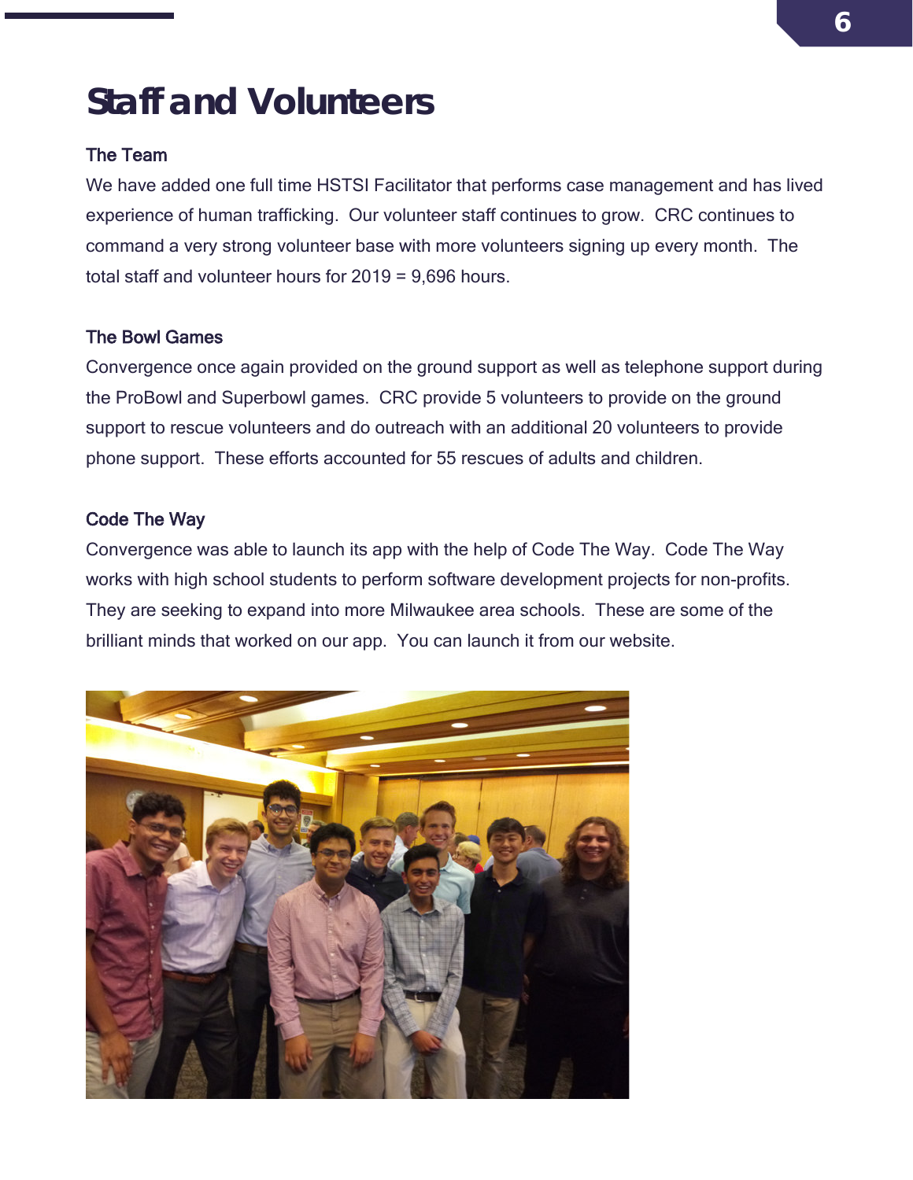# Staff and Volunteers

### The Team

We have added one full time HSTSI Facilitator that performs case management and has lived experience of human trafficking. Our volunteer staff continues to grow. CRC continues to command a very strong volunteer base with more volunteers signing up every month. The total staff and volunteer hours for 2019 = 9,696 hours.

### The Bowl Games

Convergence once again provided on the ground support as well as telephone support during the ProBowl and Superbowl games. CRC provide 5 volunteers to provide on the ground support to rescue volunteers and do outreach with an additional 20 volunteers to provide phone support. These efforts accounted for 55 rescues of adults and children.

### Code The Way

Convergence was able to launch its app with the help of Code The Way. Code The Way works with high school students to perform software development projects for non-profits. They are seeking to expand into more Milwaukee area schools. These are some of the brilliant minds that worked on our app. You can launch it from our website.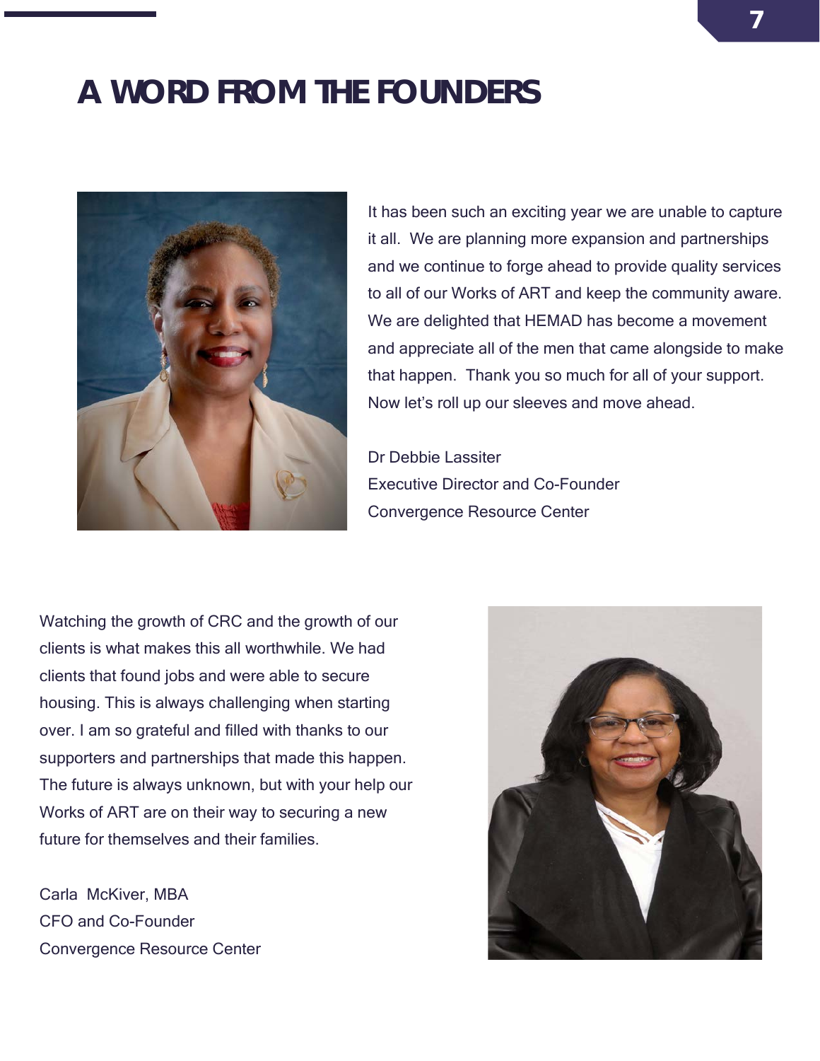# A WORD FROM THE FOUNDERS

It has been such an exciting year we are unable to capture it all. We are planning more expansion and partnerships and we continue to forge ahead to provide quality services to all of our Works of ART and keep the community aware. We are delighted that HEMAD has become a movement and appreciate all of the men that came alongside to make that happen. Thank you so much for all of your support. Now let's roll up our sleeves and move ahead.

Dr Debbie Lassiter
Executive Director and Co-Founder
Convergence Resource Center

Watching the growth of CRC and the growth of our clients is what makes this all worthwhile. We had clients that found jobs and were able to secure housing. This is always challenging when starting over. I am so grateful and filled with thanks to our supporters and partnerships that made this happen. The future is always unknown, but with your help our Works of ART are on their way to securing a new future for themselves and their families.

Carla McKiver, MBA
CFO and Co-Founder
Convergence Resource Center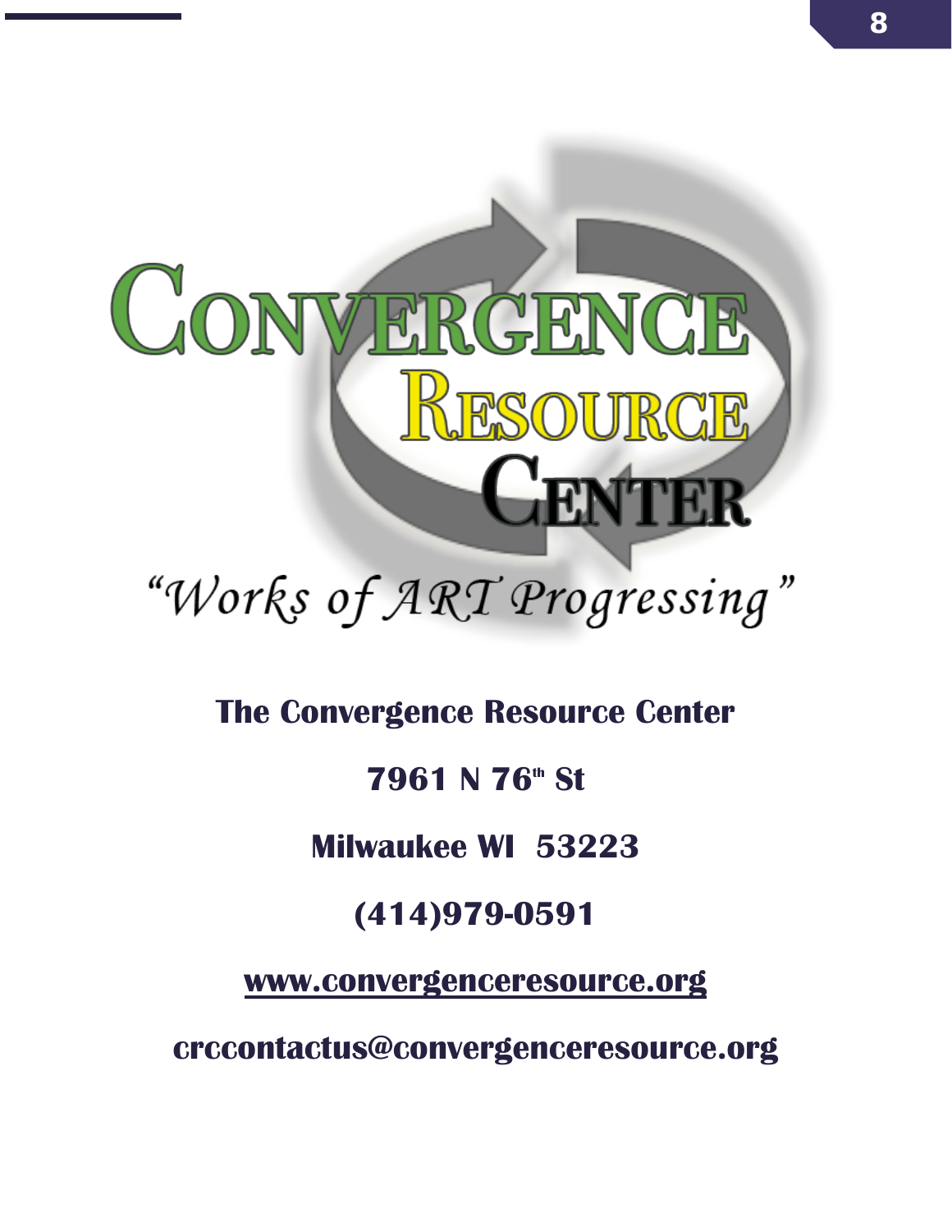# Convergence Resource Center

*"Works of ART Progressing"*

**The Convergence Resource Center**

**7961 N 76th St**

**Milwaukee WI 53223**

**(414)979-0591**

**www.convergenceresource.org**

**crccontactus@convergenceresource.org**